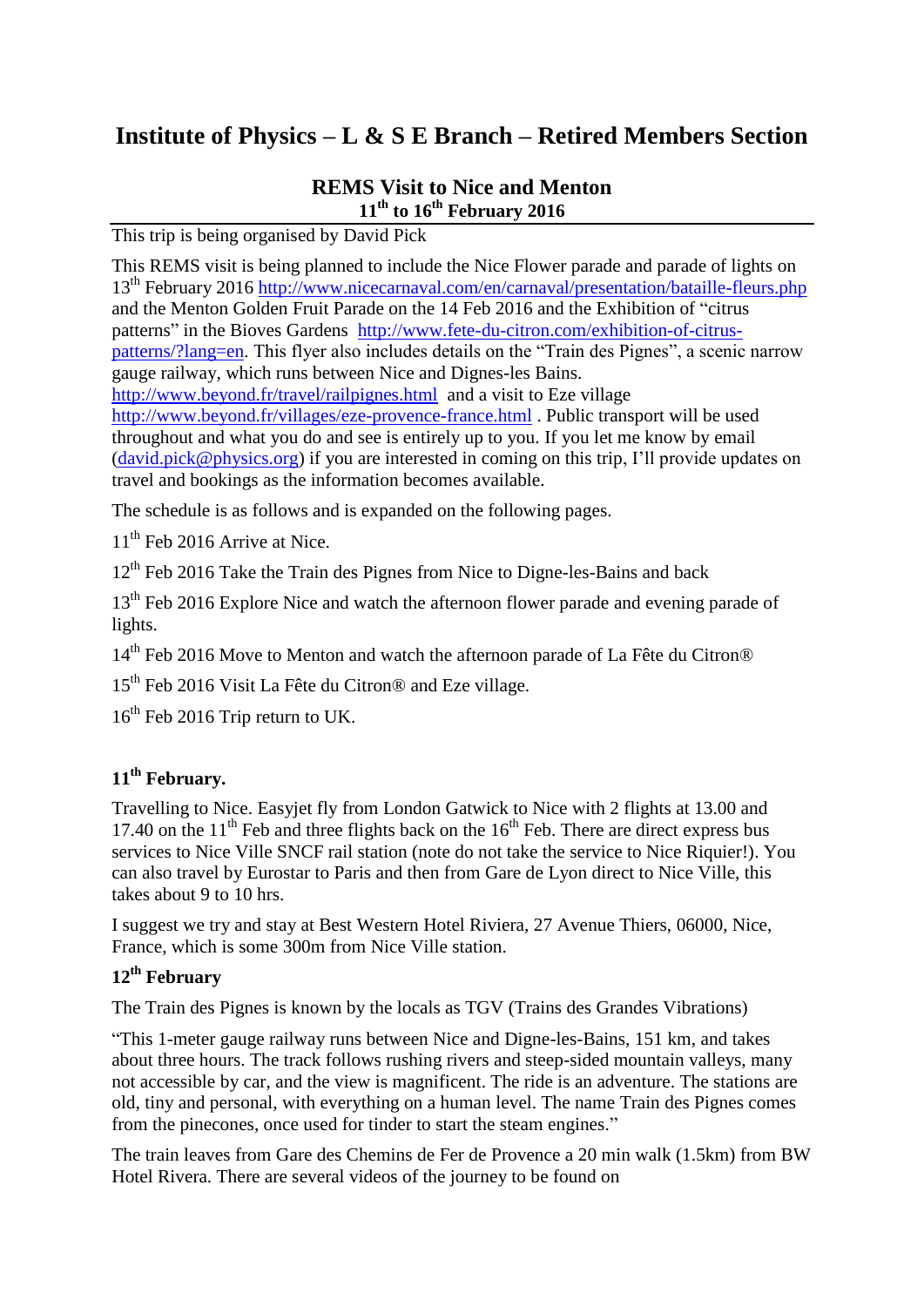# Institute of Physics – L & S E Branch – Retired Members Section

## REMS Visit to Nice and Menton
### 11th to 16th February 2016

This trip is being organised by David Pick

This REMS visit is being planned to include the Nice Flower parade and parade of lights on 13th February 2016 http://www.nicecarnaval.com/en/carnaval/presentation/bataille-fleurs.php and the Menton Golden Fruit Parade on the 14 Feb 2016 and the Exhibition of "citrus patterns" in the Bioves Gardens http://www.fete-du-citron.com/exhibition-of-citrus-patterns/?lang=en. This flyer also includes details on the "Train des Pignes", a scenic narrow gauge railway, which runs between Nice and Dignes-les Bains. http://www.beyond.fr/travel/railpignes.html and a visit to Eze village http://www.beyond.fr/villages/eze-provence-france.html . Public transport will be used throughout and what you do and see is entirely up to you. If you let me know by email (david.pick@physics.org) if you are interested in coming on this trip, I'll provide updates on travel and bookings as the information becomes available.

The schedule is as follows and is expanded on the following pages.

11th Feb 2016 Arrive at Nice.

12th Feb 2016 Take the Train des Pignes from Nice to Digne-les-Bains and back

13th Feb 2016 Explore Nice and watch the afternoon flower parade and evening parade of lights.

14th Feb 2016 Move to Menton and watch the afternoon parade of La Fête du Citron®

15th Feb 2016 Visit La Fête du Citron® and Eze village.

16th Feb 2016 Trip return to UK.

### 11th February.

Travelling to Nice. Easyjet fly from London Gatwick to Nice with 2 flights at 13.00 and 17.40 on the 11th Feb and three flights back on the 16th Feb. There are direct express bus services to Nice Ville SNCF rail station (note do not take the service to Nice Riquier!). You can also travel by Eurostar to Paris and then from Gare de Lyon direct to Nice Ville, this takes about 9 to 10 hrs.

I suggest we try and stay at Best Western Hotel Riviera, 27 Avenue Thiers, 06000, Nice, France, which is some 300m from Nice Ville station.

### 12th February

The Train des Pignes is known by the locals as TGV (Trains des Grandes Vibrations)

"This 1-meter gauge railway runs between Nice and Digne-les-Bains, 151 km, and takes about three hours. The track follows rushing rivers and steep-sided mountain valleys, many not accessible by car, and the view is magnificent. The ride is an adventure. The stations are old, tiny and personal, with everything on a human level. The name Train des Pignes comes from the pinecones, once used for tinder to start the steam engines."

The train leaves from Gare des Chemins de Fer de Provence a 20 min walk (1.5km) from BW Hotel Rivera. There are several videos of the journey to be found on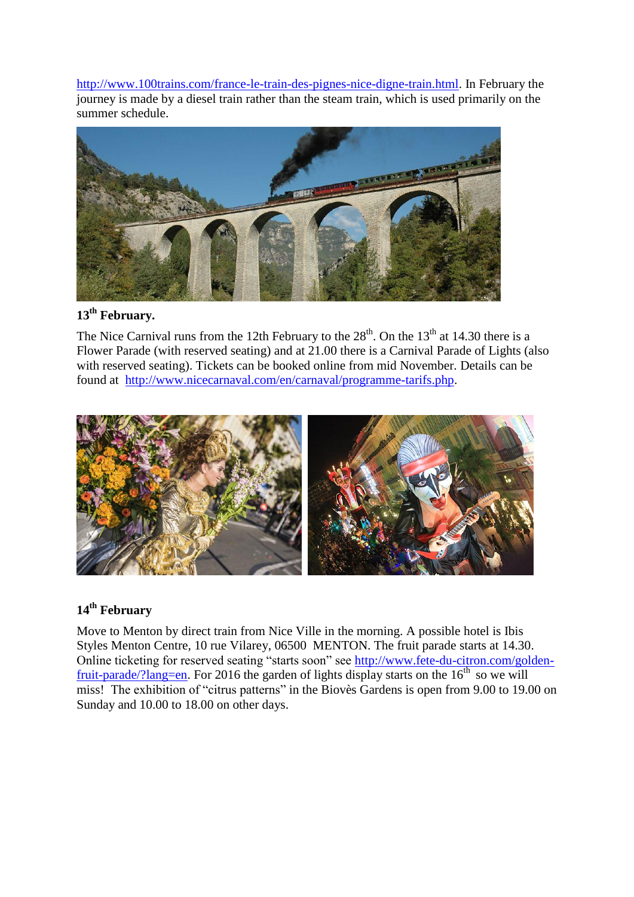http://www.100trains.com/france-le-train-des-pignes-nice-digne-train.html. In February the journey is made by a diesel train rather than the steam train, which is used primarily on the summer schedule.

**13th February.**

The Nice Carnival runs from the 12th February to the 28th. On the 13th at 14.30 there is a Flower Parade (with reserved seating) and at 21.00 there is a Carnival Parade of Lights (also with reserved seating). Tickets can be booked online from mid November. Details can be found at http://www.nicecarnaval.com/en/carnaval/programme-tarifs.php.

**14th February**

Move to Menton by direct train from Nice Ville in the morning. A possible hotel is Ibis Styles Menton Centre, 10 rue Vilarey, 06500 MENTON. The fruit parade starts at 14.30. Online ticketing for reserved seating “starts soon” see http://www.fete-du-citron.com/golden-fruit-parade/?lang=en. For 2016 the garden of lights display starts on the 16th so we will miss! The exhibition of “citrus patterns” in the Biovès Gardens is open from 9.00 to 19.00 on Sunday and 10.00 to 18.00 on other days.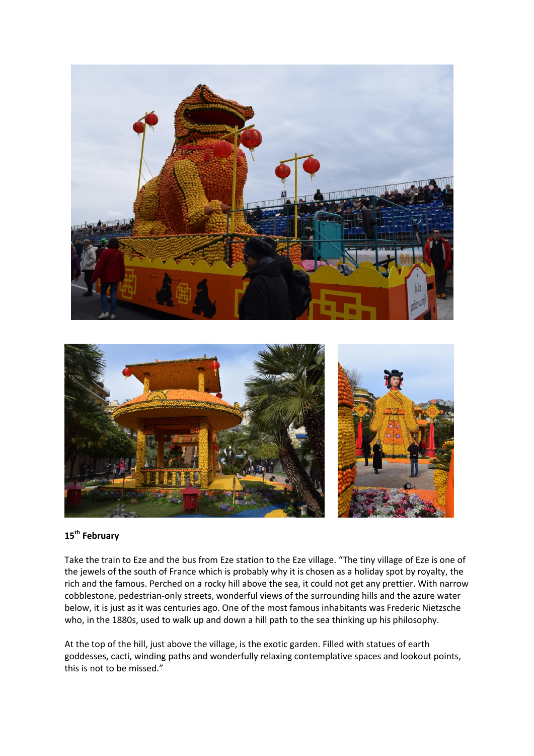**15th February**

Take the train to Eze and the bus from Eze station to the Eze village. "The tiny village of Eze is one of the jewels of the south of France which is probably why it is chosen as a holiday spot by royalty, the rich and the famous. Perched on a rocky hill above the sea, it could not get any prettier. With narrow cobblestone, pedestrian-only streets, wonderful views of the surrounding hills and the azure water below, it is just as it was centuries ago. One of the most famous inhabitants was Frederic Nietzsche who, in the 1880s, used to walk up and down a hill path to the sea thinking up his philosophy.

At the top of the hill, just above the village, is the exotic garden. Filled with statues of earth goddesses, cacti, winding paths and wonderfully relaxing contemplative spaces and lookout points, this is not to be missed."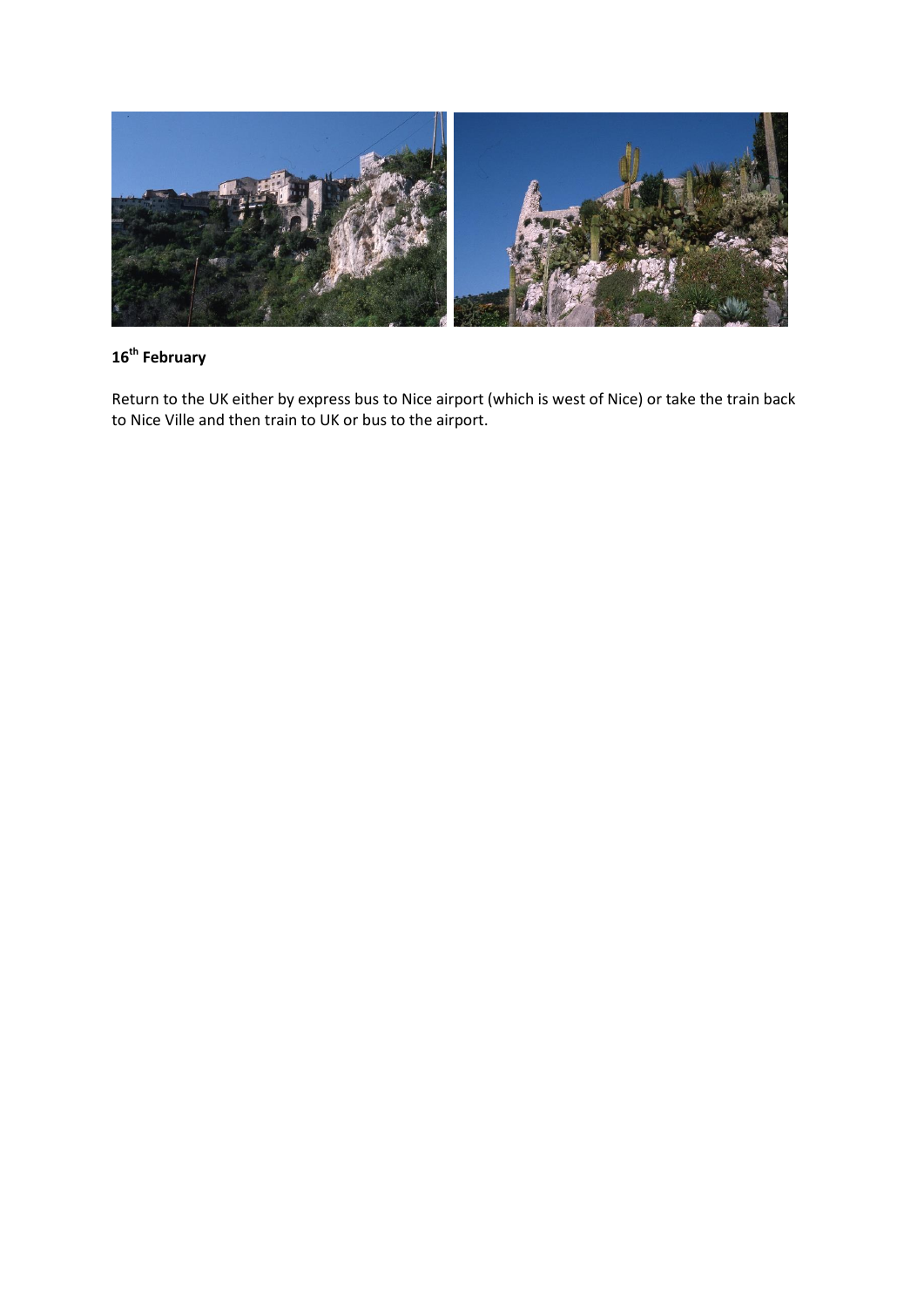**16th February**

Return to the UK either by express bus to Nice airport (which is west of Nice) or take the train back to Nice Ville and then train to UK or bus to the airport.